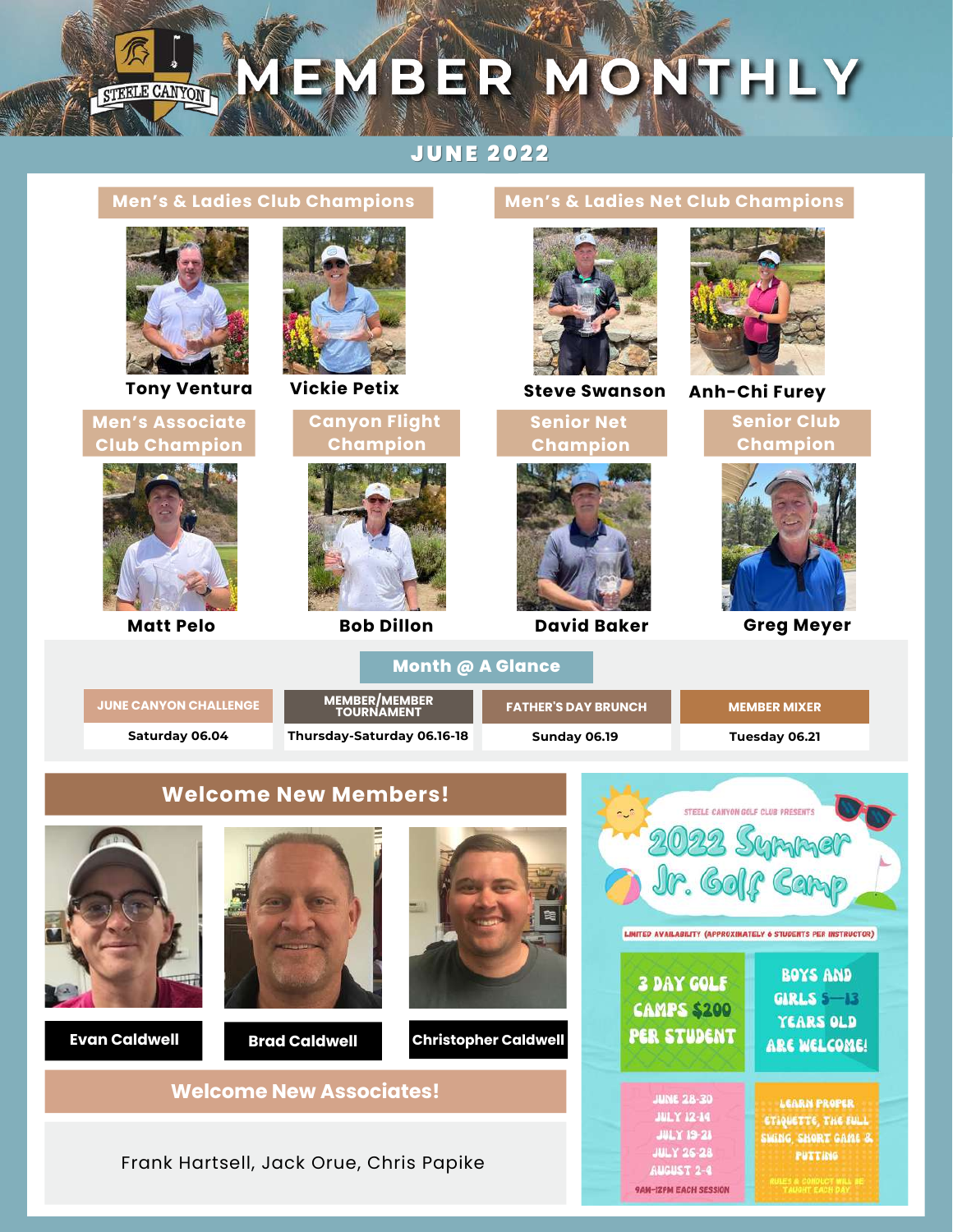# MEMBER MONTHLY

## JUNE 2022

### Men's & Ladies Club Champions

Tony Ventura

Vickie Petix

### Men's & Ladies Net Club Champions

Steve Swanson

Anh-Chi Furey

### Men's Associate Club Champion

Matt Pelo

### Canyon Flight Champion

Bob Dillon

### Senior Net Champion

David Baker

### Senior Club Champion

Greg Meyer

## Month @ A Glance

| JUNE CANYON CHALLENGE | MEMBER/MEMBER TOURNAMENT | FATHER'S DAY BRUNCH | MEMBER MIXER |
|---|---|---|---|
| Saturday 06.04 | Thursday-Saturday 06.16-18 | Sunday 06.19 | Tuesday 06.21 |

## Welcome New Members!

Evan Caldwell

Brad Caldwell

Christopher Caldwell

## Welcome New Associates!

Frank Hartsell, Jack Orue, Chris Papike

STEELE CANYON GOLF CLUB PRESENTS

## 2022 Summer Jr. Golf Camp

LIMITED AVAILABILITY (APPROXIMATELY 6 STUDENTS PER INSTRUCTOR)

3 DAY GOLF CAMPS $200 PER STUDENT

BOYS AND GIRLS 5—13 YEARS OLD ARE WELCOME!

JUNE 28-30
JULY 12-14
JULY 19-21
JULY 26-28
AUGUST 2-4
9AM-12PM EACH SESSION

LEARN PROPER ETIQUETTE, THE FULL SWING, SHORT GAME & PUTTING

RULES & CONDUCT WILL BE TAUGHT EACH DAY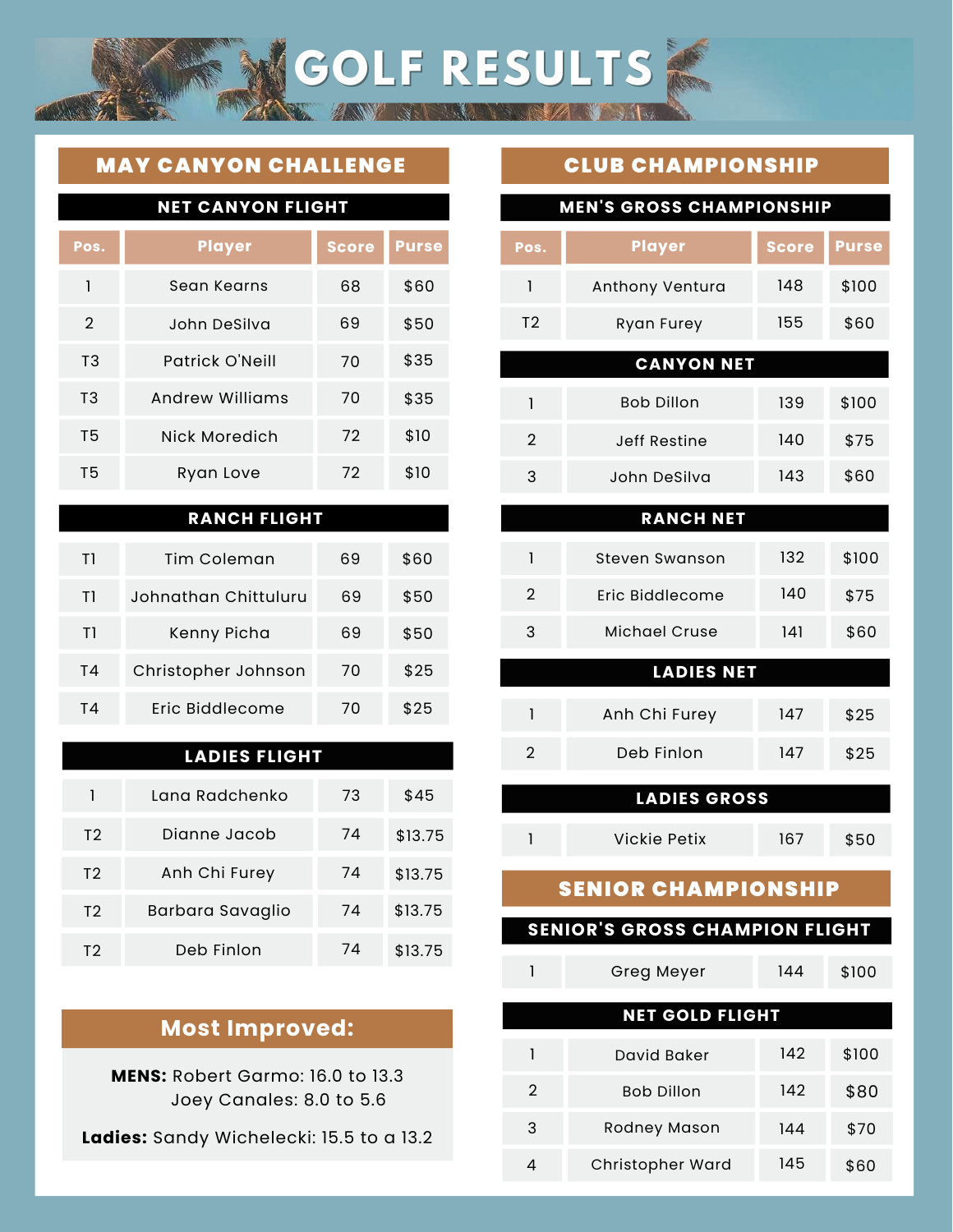# GOLF RESULTS

## MAY CANYON CHALLENGE

### NET CANYON FLIGHT

| Pos. | Player | Score | Purse |
|---|---|---|---|
| 1 | Sean Kearns | 68 | $60 |
| 2 | John DeSilva | 69 | $50 |
| T3 | Patrick O'Neill | 70 | $35 |
| T3 | Andrew Williams | 70 | $35 |
| T5 | Nick Moredich | 72 | $10 |
| T5 | Ryan Love | 72 | $10 |

### RANCH FLIGHT

| Pos. | Player | Score | Purse |
|---|---|---|---|
| T1 | Tim Coleman | 69 | $60 |
| T1 | Johnathan Chittuluru | 69 | $50 |
| T1 | Kenny Picha | 69 | $50 |
| T4 | Christopher Johnson | 70 | $25 |
| T4 | Eric Biddlecome | 70 | $25 |

### LADIES FLIGHT

| Pos. | Player | Score | Purse |
|---|---|---|---|
| 1 | Lana Radchenko | 73 | $45 |
| T2 | Dianne Jacob | 74 | $13.75 |
| T2 | Anh Chi Furey | 74 | $13.75 |
| T2 | Barbara Savaglio | 74 | $13.75 |
| T2 | Deb Finlon | 74 | $13.75 |

## Most Improved:

**MENS:** Robert Garmo: 16.0 to 13.3
Joey Canales: 8.0 to 5.6

**Ladies:** Sandy Wichelecki: 15.5 to a 13.2

## CLUB CHAMPIONSHIP

### MEN'S GROSS CHAMPIONSHIP

| Pos. | Player | Score | Purse |
|---|---|---|---|
| 1 | Anthony Ventura | 148 | $100 |
| T2 | Ryan Furey | 155 | $60 |

### CANYON NET

| Pos. | Player | Score | Purse |
|---|---|---|---|
| 1 | Bob Dillon | 139 | $100 |
| 2 | Jeff Restine | 140 | $75 |
| 3 | John DeSilva | 143 | $60 |

### RANCH NET

| Pos. | Player | Score | Purse |
|---|---|---|---|
| 1 | Steven Swanson | 132 | $100 |
| 2 | Eric Biddlecome | 140 | $75 |
| 3 | Michael Cruse | 141 | $60 |

### LADIES NET

| Pos. | Player | Score | Purse |
|---|---|---|---|
| 1 | Anh Chi Furey | 147 | $25 |
| 2 | Deb Finlon | 147 | $25 |

### LADIES GROSS

| Pos. | Player | Score | Purse |
|---|---|---|---|
| 1 | Vickie Petix | 167 | $50 |

## SENIOR CHAMPIONSHIP

### SENIOR'S GROSS CHAMPION FLIGHT

| Pos. | Player | Score | Purse |
|---|---|---|---|
| 1 | Greg Meyer | 144 | $100 |

### NET GOLD FLIGHT

| Pos. | Player | Score | Purse |
|---|---|---|---|
| 1 | David Baker | 142 | $100 |
| 2 | Bob Dillon | 142 | $80 |
| 3 | Rodney Mason | 144 | $70 |
| 4 | Christopher Ward | 145 | $60 |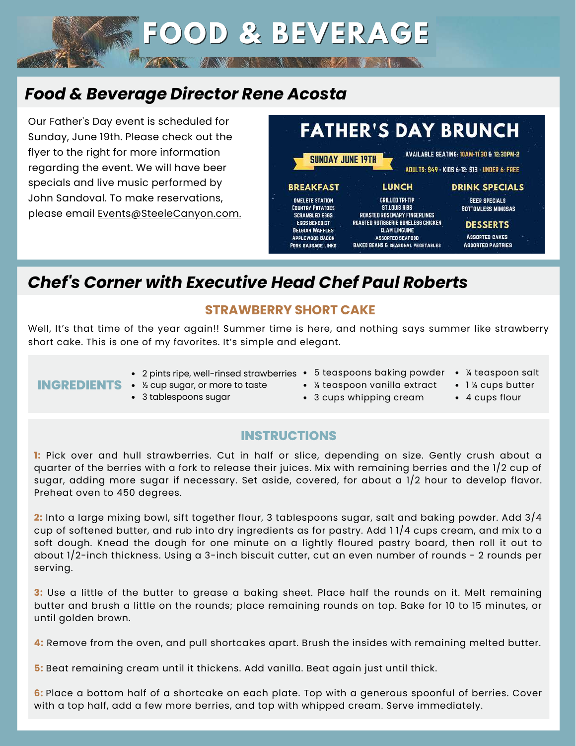# FOOD & BEVERAGE

## *Food & Beverage Director Rene Acosta*

Our Father's Day event is scheduled for Sunday, June 19th. Please check out the flyer to the right for more information regarding the event. We will have beer specials and live music performed by John Sandoval. To make reservations, please email Events@SteeleCanyon.com.

### FATHER'S DAY BRUNCH

SUNDAY JUNE 19TH

AVAILABLE SEATING: 10AM-11:30 & 12:30PM-2

ADULTS: $49 · KIDS 6-12: $13 · UNDER 6: FREE

**BREAKFAST**
- OMELETE STATION
- COUNTRY POTATOES
- SCRAMBLED EGGS
- EGGS BENEDICT
- BELGIAN WAFFLES
- APPLEWOOD BACON
- PORK SAUSAGE LINKS

**LUNCH**
- GRILLED TRI-TIP
- ST.LOUIS RIBS
- ROASTED ROSEMARY FINGERLINGS
- ROASTED ROTISSERIE BONELESS CHICKEN
- CLAM LINGUINE
- ASSORTED SEAFOOD
- BAKED BEANS & SEASONAL VEGETABLES

**DRINK SPECIALS**
- BEER SPECIALS
- BOTTOMLESS MIMOSAS

**DESSERTS**
- ASSORTED CAKES
- ASSORTED PASTRIES

## *Chef's Corner with Executive Head Chef Paul Roberts*

### STRAWBERRY SHORT CAKE

Well, It's that time of the year again!! Summer time is here, and nothing says summer like strawberry short cake. This is one of my favorites. It's simple and elegant.

**INGREDIENTS**

- 2 pints ripe, well-rinsed strawberries
- ½ cup sugar, or more to taste
- 3 tablespoons sugar
- 5 teaspoons baking powder
- ¼ teaspoon vanilla extract
- 3 cups whipping cream
- ¼ teaspoon salt
- 1 ¼ cups butter
- 4 cups flour

**INSTRUCTIONS**

**1:** Pick over and hull strawberries. Cut in half or slice, depending on size. Gently crush about a quarter of the berries with a fork to release their juices. Mix with remaining berries and the 1/2 cup of sugar, adding more sugar if necessary. Set aside, covered, for about a 1/2 hour to develop flavor. Preheat oven to 450 degrees.

**2:** Into a large mixing bowl, sift together flour, 3 tablespoons sugar, salt and baking powder. Add 3/4 cup of softened butter, and rub into dry ingredients as for pastry. Add 1 1/4 cups cream, and mix to a soft dough. Knead the dough for one minute on a lightly floured pastry board, then roll it out to about 1/2-inch thickness. Using a 3-inch biscuit cutter, cut an even number of rounds - 2 rounds per serving.

**3:** Use a little of the butter to grease a baking sheet. Place half the rounds on it. Melt remaining butter and brush a little on the rounds; place remaining rounds on top. Bake for 10 to 15 minutes, or until golden brown.

**4:** Remove from the oven, and pull shortcakes apart. Brush the insides with remaining melted butter.

**5:** Beat remaining cream until it thickens. Add vanilla. Beat again just until thick.

**6:** Place a bottom half of a shortcake on each plate. Top with a generous spoonful of berries. Cover with a top half, add a few more berries, and top with whipped cream. Serve immediately.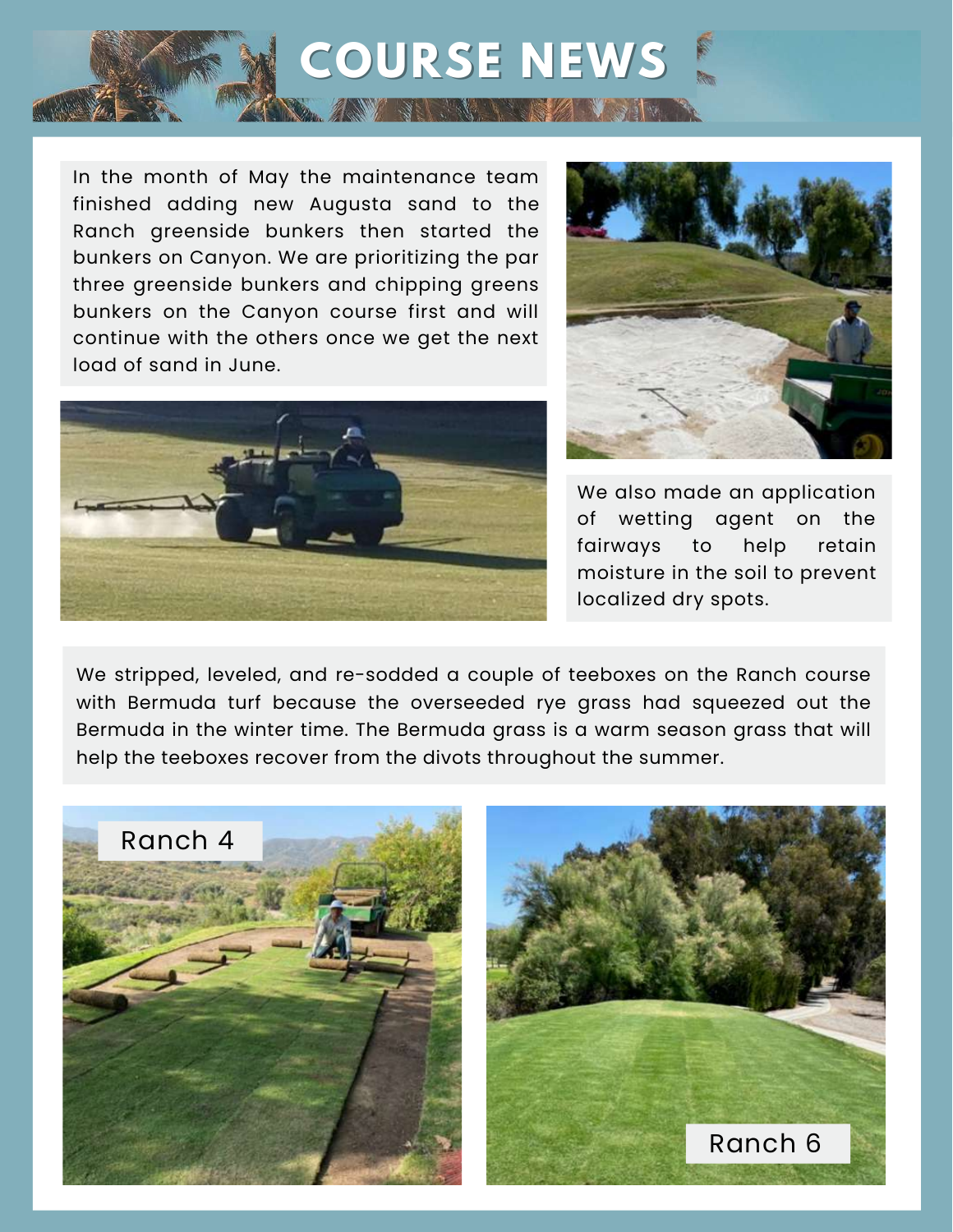# COURSE NEWS

In the month of May the maintenance team finished adding new Augusta sand to the Ranch greenside bunkers then started the bunkers on Canyon. We are prioritizing the par three greenside bunkers and chipping greens bunkers on the Canyon course first and will continue with the others once we get the next load of sand in June.

We also made an application of wetting agent on the fairways to help retain moisture in the soil to prevent localized dry spots.

We stripped, leveled, and re-sodded a couple of teeboxes on the Ranch course with Bermuda turf because the overseeded rye grass had squeezed out the Bermuda in the winter time. The Bermuda grass is a warm season grass that will help the teeboxes recover from the divots throughout the summer.

Ranch 4

Ranch 6